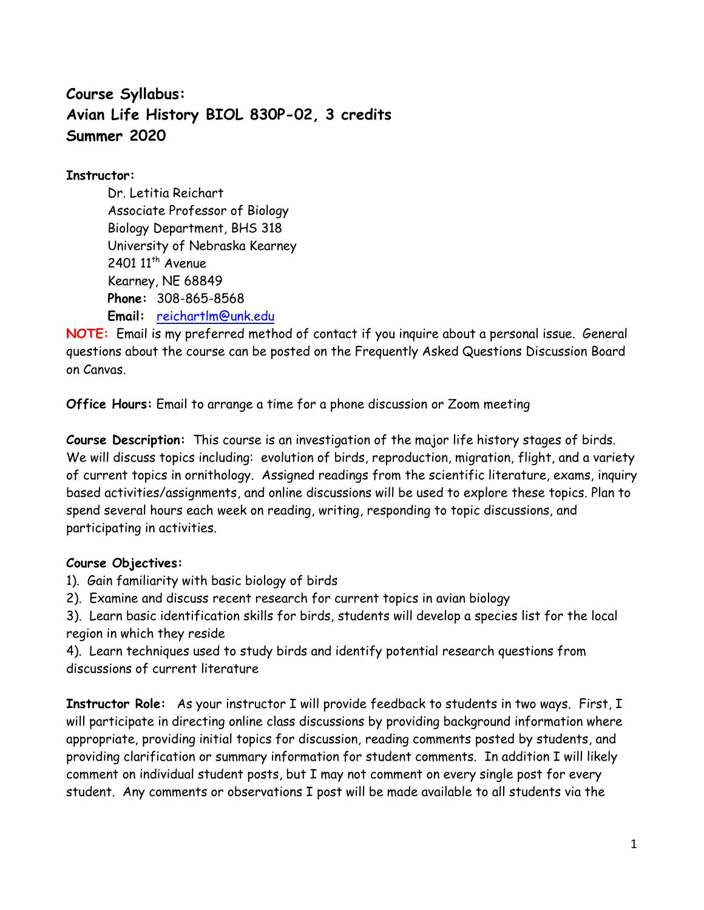# Course Syllabus:
# Avian Life History BIOL 830P-02, 3 credits
# Summer 2020

**Instructor:**

Dr. Letitia Reichart
Associate Professor of Biology
Biology Department, BHS 318
University of Nebraska Kearney
2401 11th Avenue
Kearney, NE 68849
**Phone:** 308-865-8568
**Email:** reichartlm@unk.edu

**NOTE:** Email is my preferred method of contact if you inquire about a personal issue. General questions about the course can be posted on the Frequently Asked Questions Discussion Board on Canvas.

**Office Hours:** Email to arrange a time for a phone discussion or Zoom meeting

**Course Description:** This course is an investigation of the major life history stages of birds. We will discuss topics including: evolution of birds, reproduction, migration, flight, and a variety of current topics in ornithology. Assigned readings from the scientific literature, exams, inquiry based activities/assignments, and online discussions will be used to explore these topics. Plan to spend several hours each week on reading, writing, responding to topic discussions, and participating in activities.

**Course Objectives:**

1). Gain familiarity with basic biology of birds
2). Examine and discuss recent research for current topics in avian biology
3). Learn basic identification skills for birds, students will develop a species list for the local region in which they reside
4). Learn techniques used to study birds and identify potential research questions from discussions of current literature

**Instructor Role:** As your instructor I will provide feedback to students in two ways. First, I will participate in directing online class discussions by providing background information where appropriate, providing initial topics for discussion, reading comments posted by students, and providing clarification or summary information for student comments. In addition I will likely comment on individual student posts, but I may not comment on every single post for every student. Any comments or observations I post will be made available to all students via the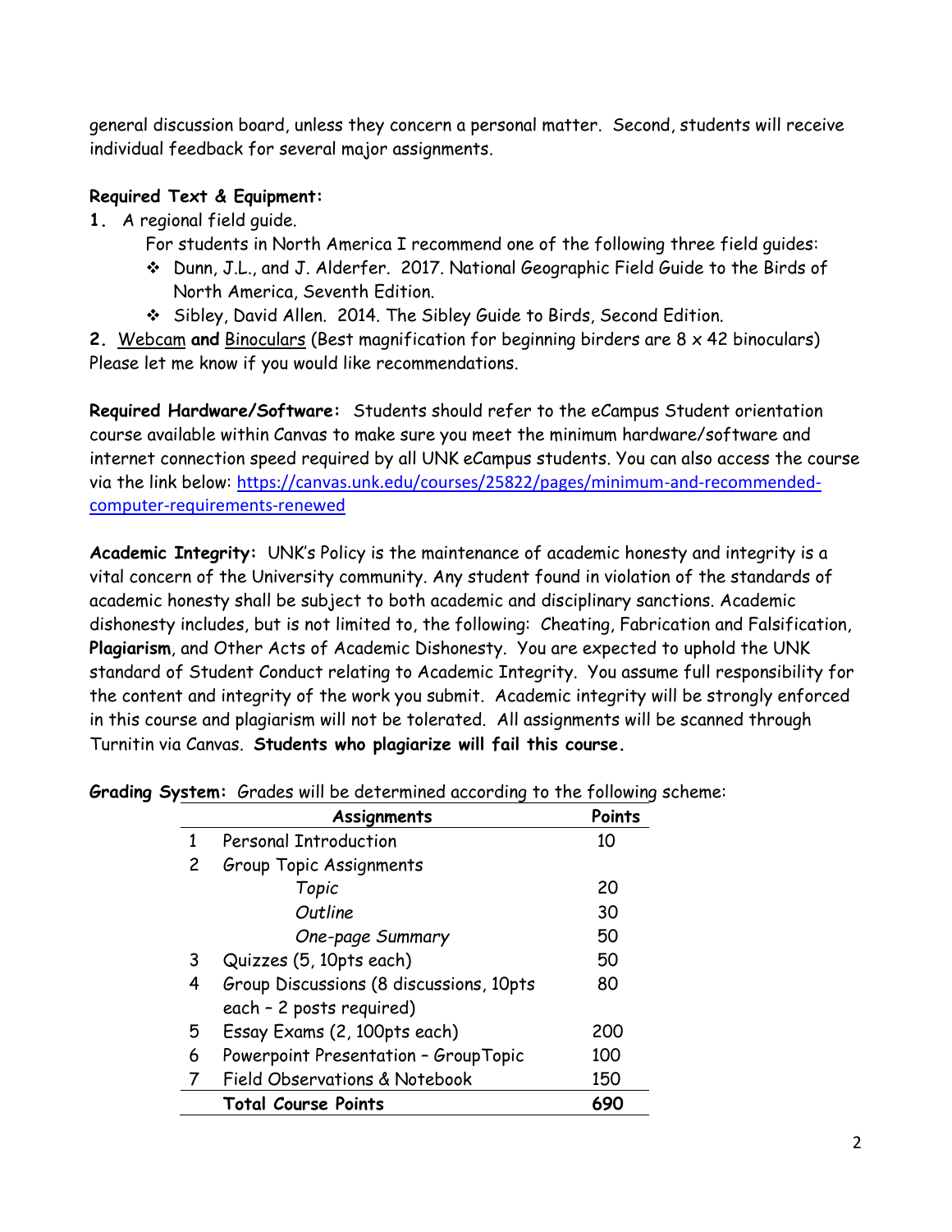general discussion board, unless they concern a personal matter. Second, students will receive individual feedback for several major assignments.

**Required Text & Equipment:**

1. A regional field guide.
   For students in North America I recommend one of the following three field guides:
   - Dunn, J.L., and J. Alderfer. 2017. National Geographic Field Guide to the Birds of North America, Seventh Edition.
   - Sibley, David Allen. 2014. The Sibley Guide to Birds, Second Edition.
2. Webcam **and** Binoculars (Best magnification for beginning birders are 8 x 42 binoculars) Please let me know if you would like recommendations.

**Required Hardware/Software:** Students should refer to the eCampus Student orientation course available within Canvas to make sure you meet the minimum hardware/software and internet connection speed required by all UNK eCampus students. You can also access the course via the link below: https://canvas.unk.edu/courses/25822/pages/minimum-and-recommended-computer-requirements-renewed

**Academic Integrity:** UNK's Policy is the maintenance of academic honesty and integrity is a vital concern of the University community. Any student found in violation of the standards of academic honesty shall be subject to both academic and disciplinary sanctions. Academic dishonesty includes, but is not limited to, the following: Cheating, Fabrication and Falsification, **Plagiarism**, and Other Acts of Academic Dishonesty. You are expected to uphold the UNK standard of Student Conduct relating to Academic Integrity. You assume full responsibility for the content and integrity of the work you submit. Academic integrity will be strongly enforced in this course and plagiarism will not be tolerated. All assignments will be scanned through Turnitin via Canvas. **Students who plagiarize will fail this course.**

**Grading System:** Grades will be determined according to the following scheme:

| | Assignments | Points |
|---|---|---|
| 1 | Personal Introduction | 10 |
| 2 | Group Topic Assignments | |
| | *Topic* | 20 |
| | *Outline* | 30 |
| | *One-page Summary* | 50 |
| 3 | Quizzes (5, 10pts each) | 50 |
| 4 | Group Discussions (8 discussions, 10pts each – 2 posts required) | 80 |
| 5 | Essay Exams (2, 100pts each) | 200 |
| 6 | Powerpoint Presentation – GroupTopic | 100 |
| 7 | Field Observations & Notebook | 150 |
| | **Total Course Points** | **690** |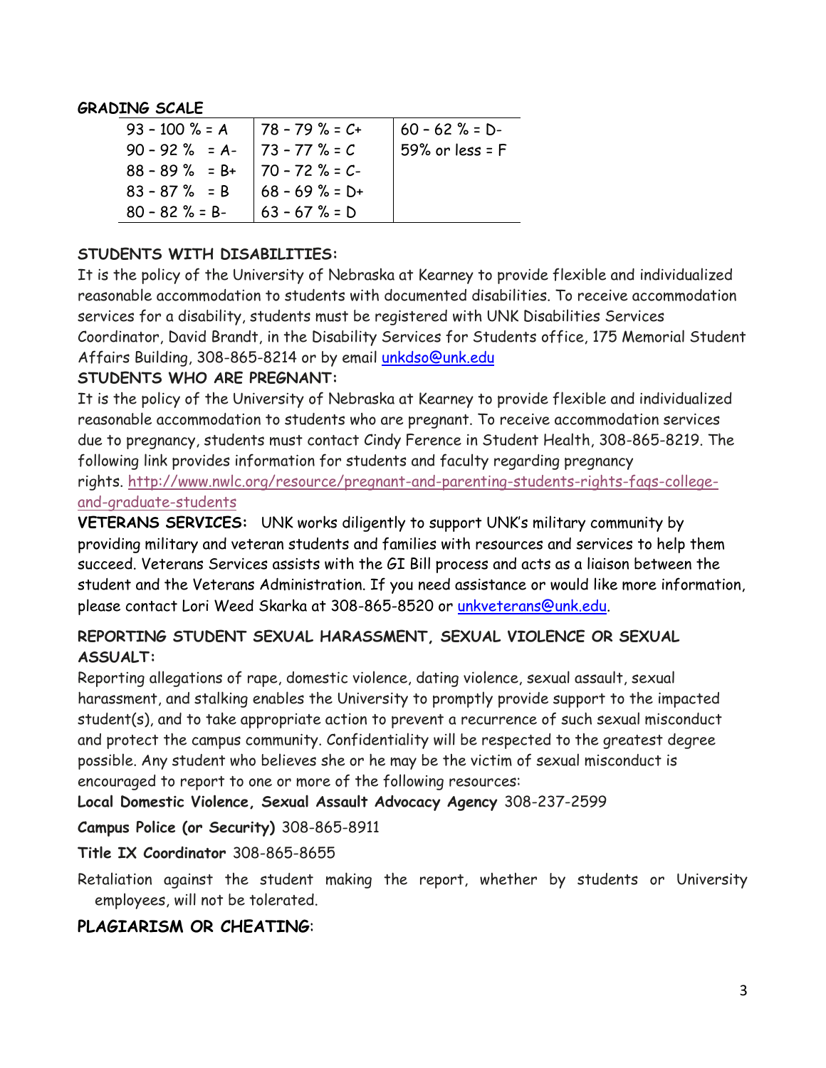**GRADING SCALE**

| | | |
|---|---|---|
| 93 – 100 % = A | 78 – 79 % = C+ | 60 – 62 % = D- |
| 90 – 92 % = A- | 73 – 77 % = C | 59% or less = F |
| 88 – 89 % = B+ | 70 – 72 % = C- | |
| 83 – 87 % = B | 68 – 69 % = D+ | |
| 80 – 82 % = B- | 63 – 67 % = D | |

**STUDENTS WITH DISABILITIES:**

It is the policy of the University of Nebraska at Kearney to provide flexible and individualized reasonable accommodation to students with documented disabilities. To receive accommodation services for a disability, students must be registered with UNK Disabilities Services Coordinator, David Brandt, in the Disability Services for Students office, 175 Memorial Student Affairs Building, 308-865-8214 or by email unkdso@unk.edu

**STUDENTS WHO ARE PREGNANT:**

It is the policy of the University of Nebraska at Kearney to provide flexible and individualized reasonable accommodation to students who are pregnant. To receive accommodation services due to pregnancy, students must contact Cindy Ference in Student Health, 308-865-8219. The following link provides information for students and faculty regarding pregnancy rights. http://www.nwlc.org/resource/pregnant-and-parenting-students-rights-faqs-college-and-graduate-students

**VETERANS SERVICES:** UNK works diligently to support UNK's military community by providing military and veteran students and families with resources and services to help them succeed. Veterans Services assists with the GI Bill process and acts as a liaison between the student and the Veterans Administration. If you need assistance or would like more information, please contact Lori Weed Skarka at 308-865-8520 or unkveterans@unk.edu.

**REPORTING STUDENT SEXUAL HARASSMENT, SEXUAL VIOLENCE OR SEXUAL ASSAULT:**

Reporting allegations of rape, domestic violence, dating violence, sexual assault, sexual harassment, and stalking enables the University to promptly provide support to the impacted student(s), and to take appropriate action to prevent a recurrence of such sexual misconduct and protect the campus community. Confidentiality will be respected to the greatest degree possible. Any student who believes she or he may be the victim of sexual misconduct is encouraged to report to one or more of the following resources:

**Local Domestic Violence, Sexual Assault Advocacy Agency** 308-237-2599

**Campus Police (or Security)** 308-865-8911

**Title IX Coordinator** 308-865-8655

Retaliation against the student making the report, whether by students or University employees, will not be tolerated.

**PLAGIARISM OR CHEATING**: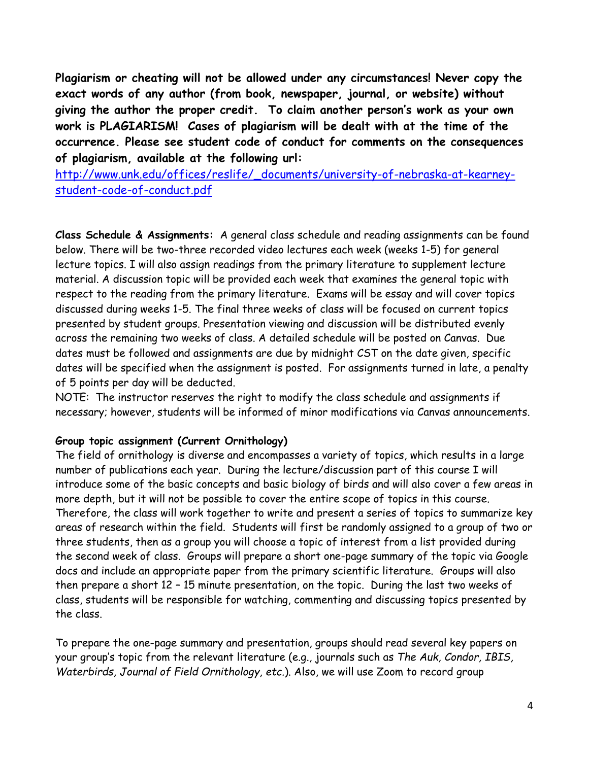**Plagiarism or cheating will not be allowed under any circumstances! Never copy the exact words of any author (from book, newspaper, journal, or website) without giving the author the proper credit. To claim another person's work as your own work is PLAGIARISM! Cases of plagiarism will be dealt with at the time of the occurrence. Please see student code of conduct for comments on the consequences of plagiarism, available at the following url:**
[http://www.unk.edu/offices/reslife/_documents/university-of-nebraska-at-kearney-student-code-of-conduct.pdf](http://www.unk.edu/offices/reslife/_documents/university-of-nebraska-at-kearney-student-code-of-conduct.pdf)

**Class Schedule & Assignments:** A general class schedule and reading assignments can be found below. There will be two-three recorded video lectures each week (weeks 1-5) for general lecture topics. I will also assign readings from the primary literature to supplement lecture material. A discussion topic will be provided each week that examines the general topic with respect to the reading from the primary literature. Exams will be essay and will cover topics discussed during weeks 1-5. The final three weeks of class will be focused on current topics presented by student groups. Presentation viewing and discussion will be distributed evenly across the remaining two weeks of class. A detailed schedule will be posted on Canvas. Due dates must be followed and assignments are due by midnight CST on the date given, specific dates will be specified when the assignment is posted. For assignments turned in late, a penalty of 5 points per day will be deducted.
NOTE: The instructor reserves the right to modify the class schedule and assignments if necessary; however, students will be informed of minor modifications via Canvas announcements.

**Group topic assignment (Current Ornithology)**
The field of ornithology is diverse and encompasses a variety of topics, which results in a large number of publications each year. During the lecture/discussion part of this course I will introduce some of the basic concepts and basic biology of birds and will also cover a few areas in more depth, but it will not be possible to cover the entire scope of topics in this course. Therefore, the class will work together to write and present a series of topics to summarize key areas of research within the field. Students will first be randomly assigned to a group of two or three students, then as a group you will choose a topic of interest from a list provided during the second week of class. Groups will prepare a short one-page summary of the topic via Google docs and include an appropriate paper from the primary scientific literature. Groups will also then prepare a short 12 – 15 minute presentation, on the topic. During the last two weeks of class, students will be responsible for watching, commenting and discussing topics presented by the class.

To prepare the one-page summary and presentation, groups should read several key papers on your group's topic from the relevant literature (e.g., journals such as *The Auk, Condor, IBIS, Waterbirds, Journal of Field Ornithology, etc.*). Also, we will use Zoom to record group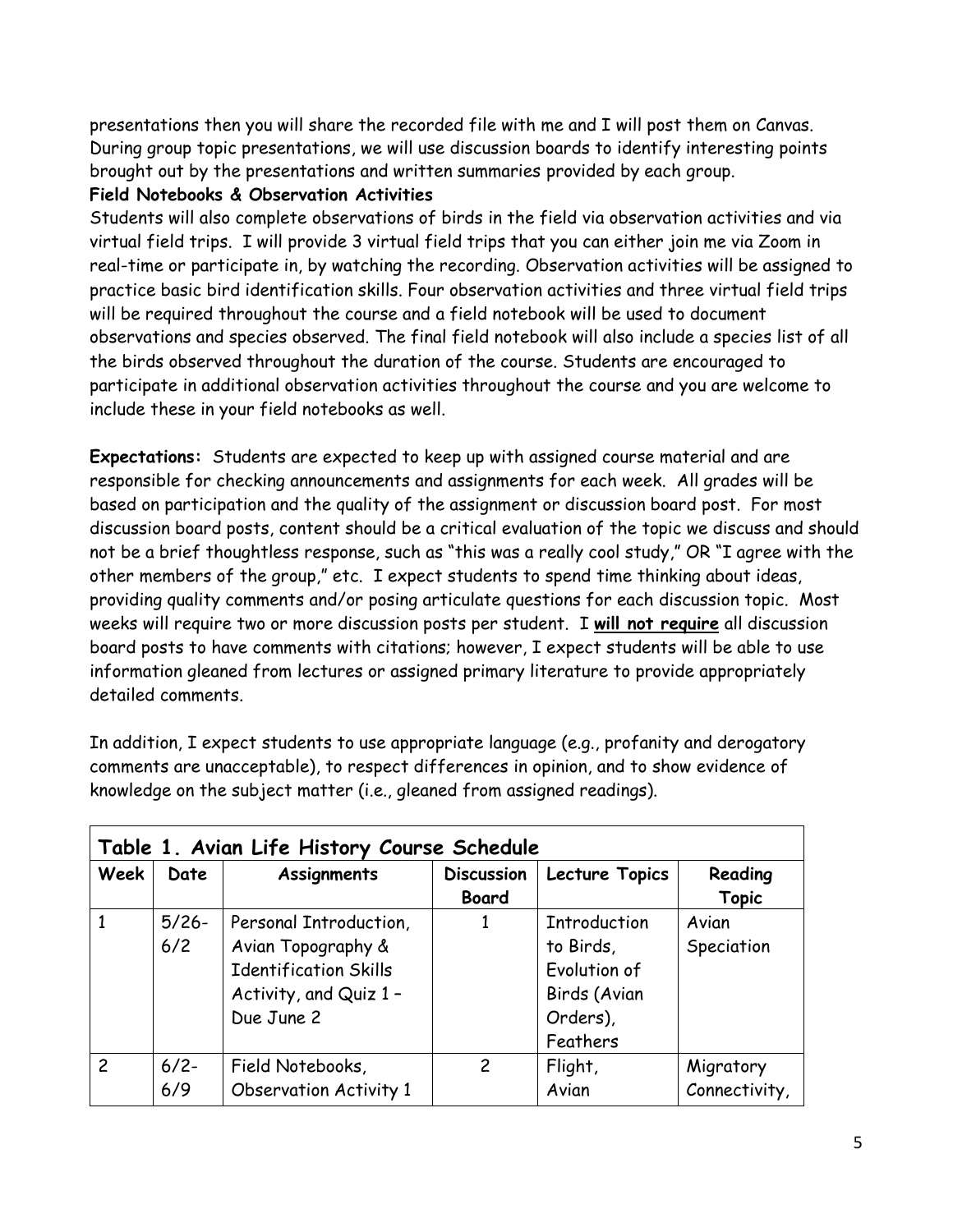presentations then you will share the recorded file with me and I will post them on Canvas. During group topic presentations, we will use discussion boards to identify interesting points brought out by the presentations and written summaries provided by each group.

**Field Notebooks & Observation Activities**

Students will also complete observations of birds in the field via observation activities and via virtual field trips. I will provide 3 virtual field trips that you can either join me via Zoom in real-time or participate in, by watching the recording. Observation activities will be assigned to practice basic bird identification skills. Four observation activities and three virtual field trips will be required throughout the course and a field notebook will be used to document observations and species observed. The final field notebook will also include a species list of all the birds observed throughout the duration of the course. Students are encouraged to participate in additional observation activities throughout the course and you are welcome to include these in your field notebooks as well.

**Expectations:** Students are expected to keep up with assigned course material and are responsible for checking announcements and assignments for each week. All grades will be based on participation and the quality of the assignment or discussion board post. For most discussion board posts, content should be a critical evaluation of the topic we discuss and should not be a brief thoughtless response, such as "this was a really cool study," OR "I agree with the other members of the group," etc. I expect students to spend time thinking about ideas, providing quality comments and/or posing articulate questions for each discussion topic. Most weeks will require two or more discussion posts per student. I **will not require** all discussion board posts to have comments with citations; however, I expect students will be able to use information gleaned from lectures or assigned primary literature to provide appropriately detailed comments.

In addition, I expect students to use appropriate language (e.g., profanity and derogatory comments are unacceptable), to respect differences in opinion, and to show evidence of knowledge on the subject matter (i.e., gleaned from assigned readings).

**Table 1. Avian Life History Course Schedule**

| Week | Date | Assignments | Discussion Board | Lecture Topics | Reading Topic |
|---|---|---|---|---|---|
| 1 | 5/26-6/2 | Personal Introduction, Avian Topography & Identification Skills Activity, and Quiz 1 – Due June 2 | 1 | Introduction to Birds, Evolution of Birds (Avian Orders), Feathers | Avian Speciation |
| 2 | 6/2-6/9 | Field Notebooks, Observation Activity 1 | 2 | Flight, Avian | Migratory Connectivity, |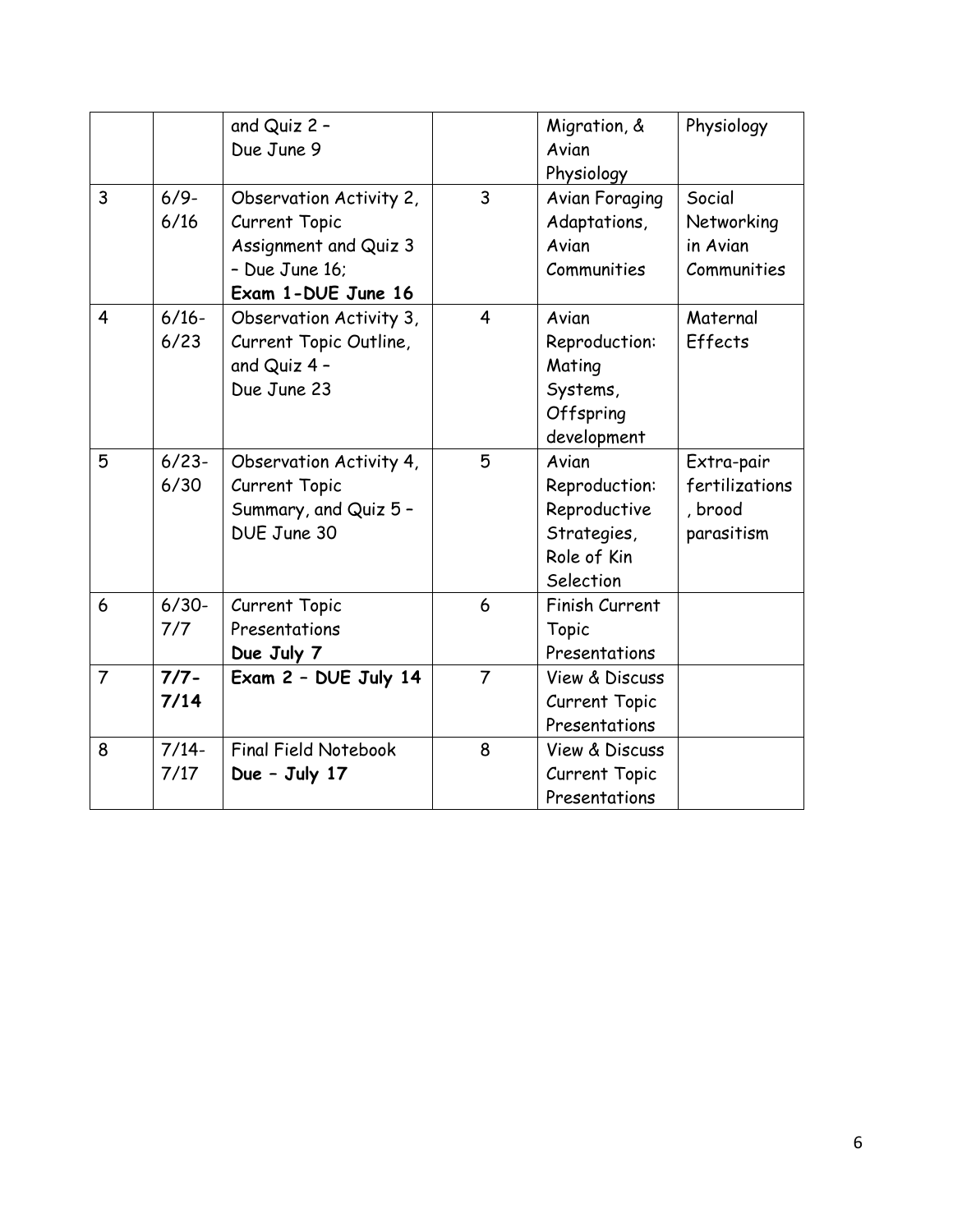| | | | | | |
|---|---|---|---|---|---|
| | | and Quiz 2 – Due June 9 | | Migration, & Avian Physiology | Physiology |
| 3 | 6/9-6/16 | Observation Activity 2, Current Topic Assignment and Quiz 3 – Due June 16; **Exam 1-DUE June 16** | 3 | Avian Foraging Adaptations, Avian Communities | Social Networking in Avian Communities |
| 4 | 6/16-6/23 | Observation Activity 3, Current Topic Outline, and Quiz 4 – Due June 23 | 4 | Avian Reproduction: Mating Systems, Offspring development | Maternal Effects |
| 5 | 6/23-6/30 | Observation Activity 4, Current Topic Summary, and Quiz 5 – DUE June 30 | 5 | Avian Reproduction: Reproductive Strategies, Role of Kin Selection | Extra-pair fertilizations, brood parasitism |
| 6 | 6/30-7/7 | Current Topic Presentations **Due July 7** | 6 | Finish Current Topic Presentations | |
| 7 | **7/7-7/14** | **Exam 2 – DUE July 14** | 7 | View & Discuss Current Topic Presentations | |
| 8 | 7/14-7/17 | Final Field Notebook **Due – July 17** | 8 | View & Discuss Current Topic Presentations | |